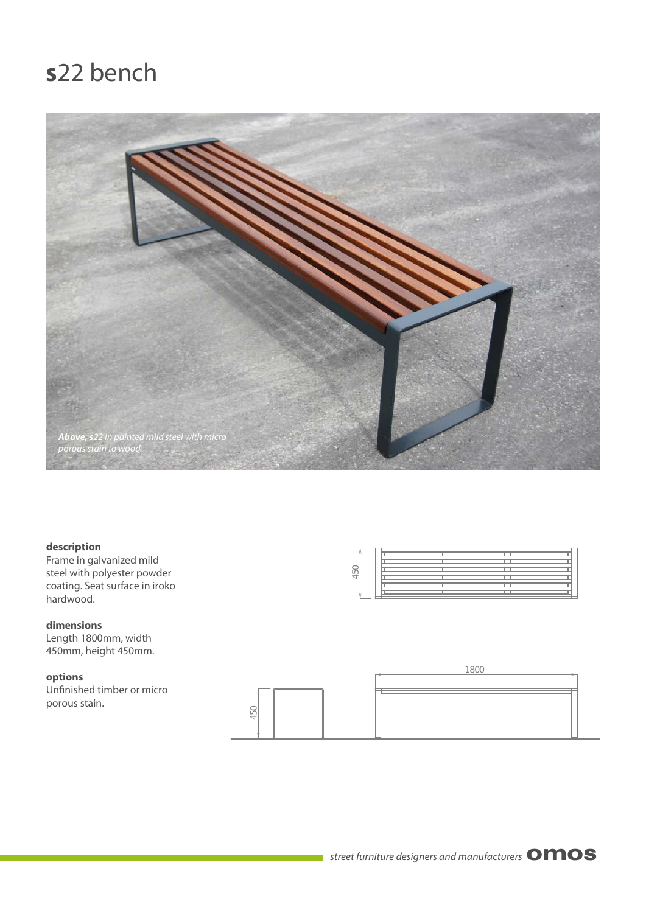# **s**22 bench

***Above, s22** in painted mild steel with micro porous stain to wood.*

**description**
Frame in galvanized mild steel with polyester powder coating. Seat surface in iroko hardwood.

**dimensions**
Length 1800mm, width 450mm, height 450mm.

**options**
Unfinished timber or micro porous stain.

450

1800

450

*street furniture designers and manufacturers* **omos**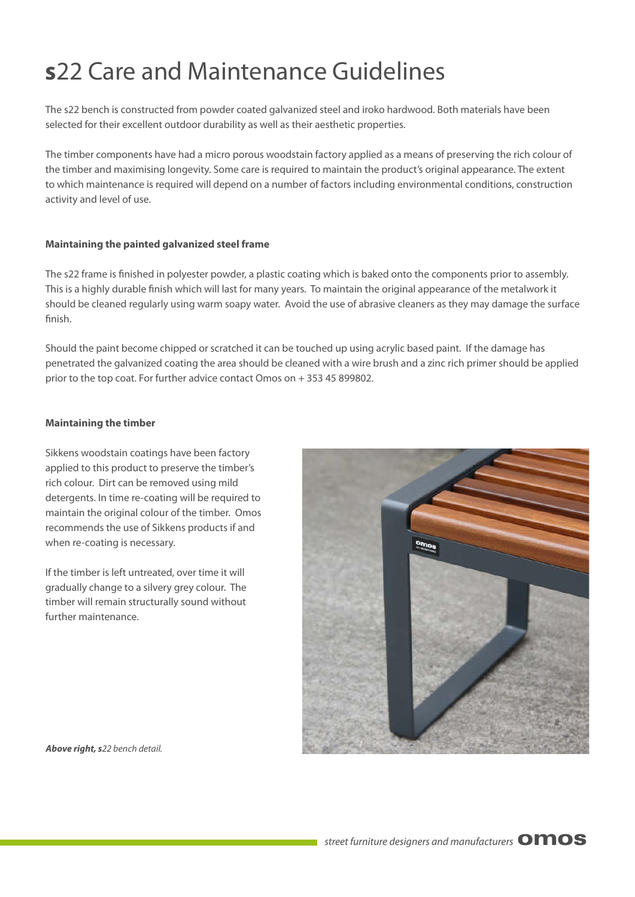# **s**22 Care and Maintenance Guidelines

The s22 bench is constructed from powder coated galvanized steel and iroko hardwood. Both materials have been selected for their excellent outdoor durability as well as their aesthetic properties.

The timber components have had a micro porous woodstain factory applied as a means of preserving the rich colour of the timber and maximising longevity. Some care is required to maintain the product's original appearance. The extent to which maintenance is required will depend on a number of factors including environmental conditions, construction activity and level of use.

**Maintaining the painted galvanized steel frame**

The s22 frame is finished in polyester powder, a plastic coating which is baked onto the components prior to assembly. This is a highly durable finish which will last for many years. To maintain the original appearance of the metalwork it should be cleaned regularly using warm soapy water. Avoid the use of abrasive cleaners as they may damage the surface finish.

Should the paint become chipped or scratched it can be touched up using acrylic based paint. If the damage has penetrated the galvanized coating the area should be cleaned with a wire brush and a zinc rich primer should be applied prior to the top coat. For further advice contact Omos on + 353 45 899802.

**Maintaining the timber**

Sikkens woodstain coatings have been factory applied to this product to preserve the timber's rich colour. Dirt can be removed using mild detergents. In time re-coating will be required to maintain the original colour of the timber. Omos recommends the use of Sikkens products if and when re-coating is necessary.

If the timber is left untreated, over time it will gradually change to a silvery grey colour. The timber will remain structurally sound without further maintenance.

***Above right, s****22 bench detail.*

*street furniture designers and manufacturers* **omos**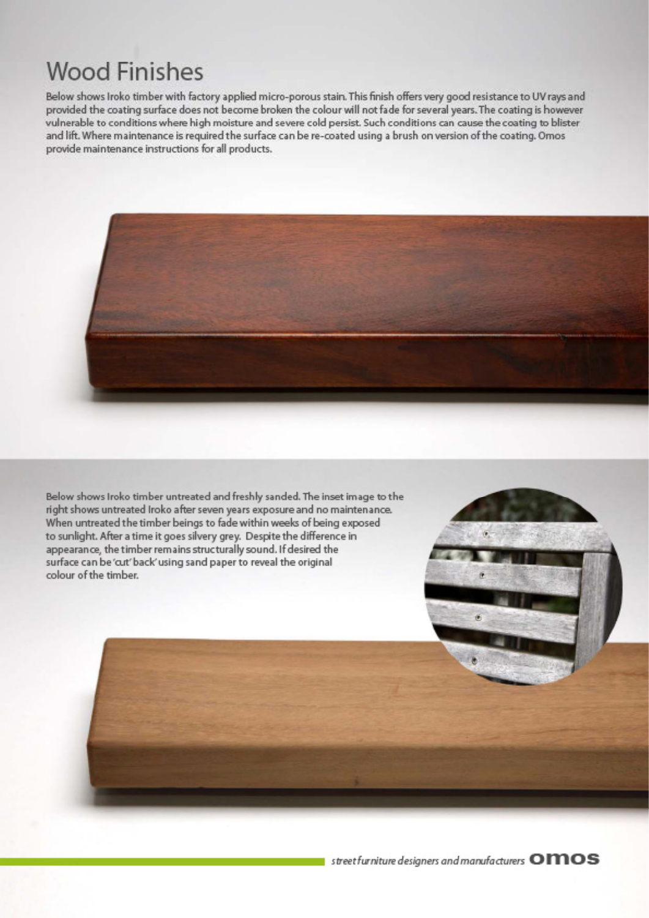# Wood Finishes

Below shows Iroko timber with factory applied micro-porous stain. This finish offers very good resistance to UV rays and provided the coating surface does not become broken the colour will not fade for several years. The coating is however vulnerable to conditions where high moisture and severe cold persist. Such conditions can cause the coating to blister and lift. Where maintenance is required the surface can be re-coated using a brush on version of the coating. Omos provide maintenance instructions for all products.

Below shows Iroko timber untreated and freshly sanded. The inset image to the right shows untreated Iroko after seven years exposure and no maintenance. When untreated the timber beings to fade within weeks of being exposed to sunlight. After a time it goes silvery grey. Despite the difference in appearance, the timber remains structurally sound. If desired the surface can be 'cut' back' using sand paper to reveal the original colour of the timber.

*street furniture designers and manufacturers* **omos**